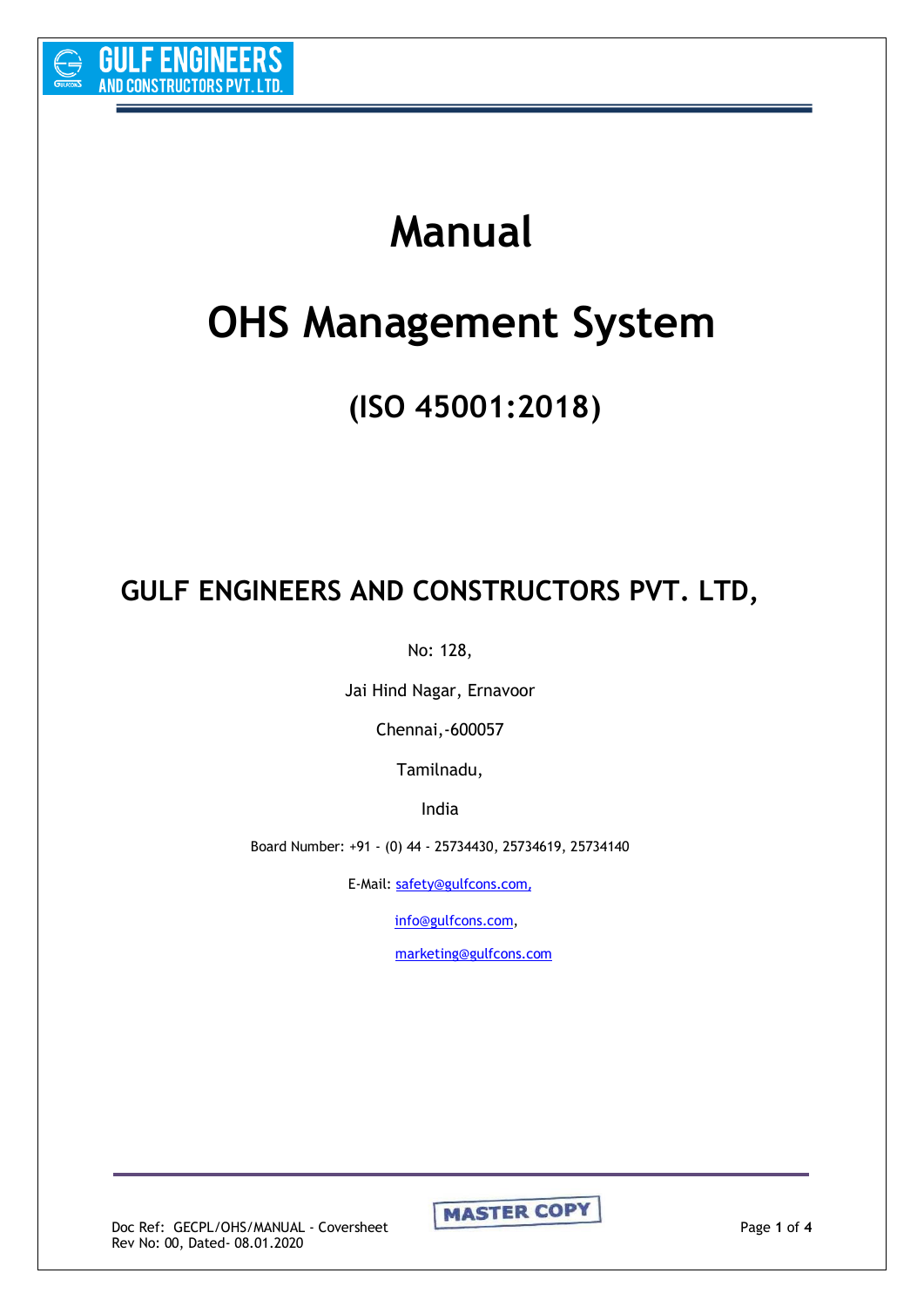# Manual

# OHS Management System

## (ISO 45001:2018)

## GULF ENGINEERS AND CONSTRUCTORS PVT. LTD,

No: 128,

Jai Hind Nagar, Ernavoor

Chennai,-600057

Tamilnadu,

India

Board Number: +91 - (0) 44 - 25734430, 25734619, 25734140

E-Mail: safety@gulfcons.com,

info@gulfcons.com,

marketing@gulfcons.com

MASTER COPY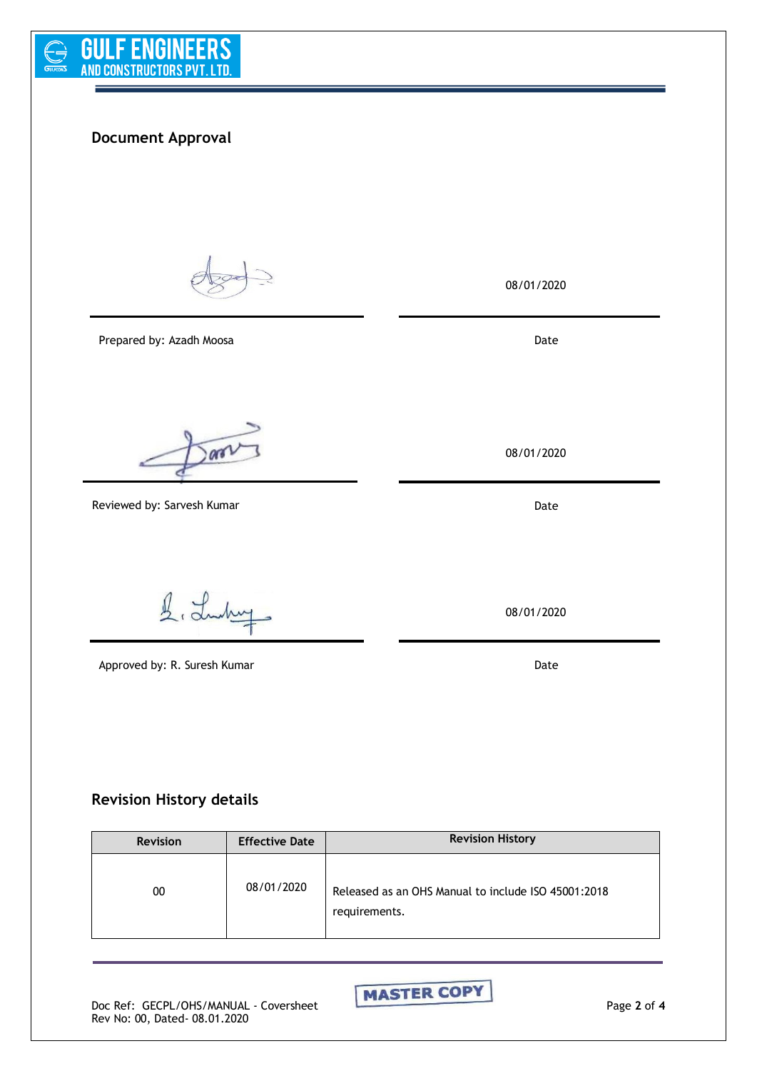## Document Approval

| | |
|---|---|
| | 08/01/2020 |
| Prepared by: Azadh Moosa | Date |
| | 08/01/2020 |
| Reviewed by: Sarvesh Kumar | Date |
| | 08/01/2020 |
| Approved by: R. Suresh Kumar | Date |

## Revision History details

| Revision | Effective Date | Revision History |
|---|---|---|
| 00 | 08/01/2020 | Released as an OHS Manual to include ISO 45001:2018 requirements. |

Doc Ref: GECPL/OHS/MANUAL - Coversheet
Rev No: 00, Dated- 08.01.2020

MASTER COPY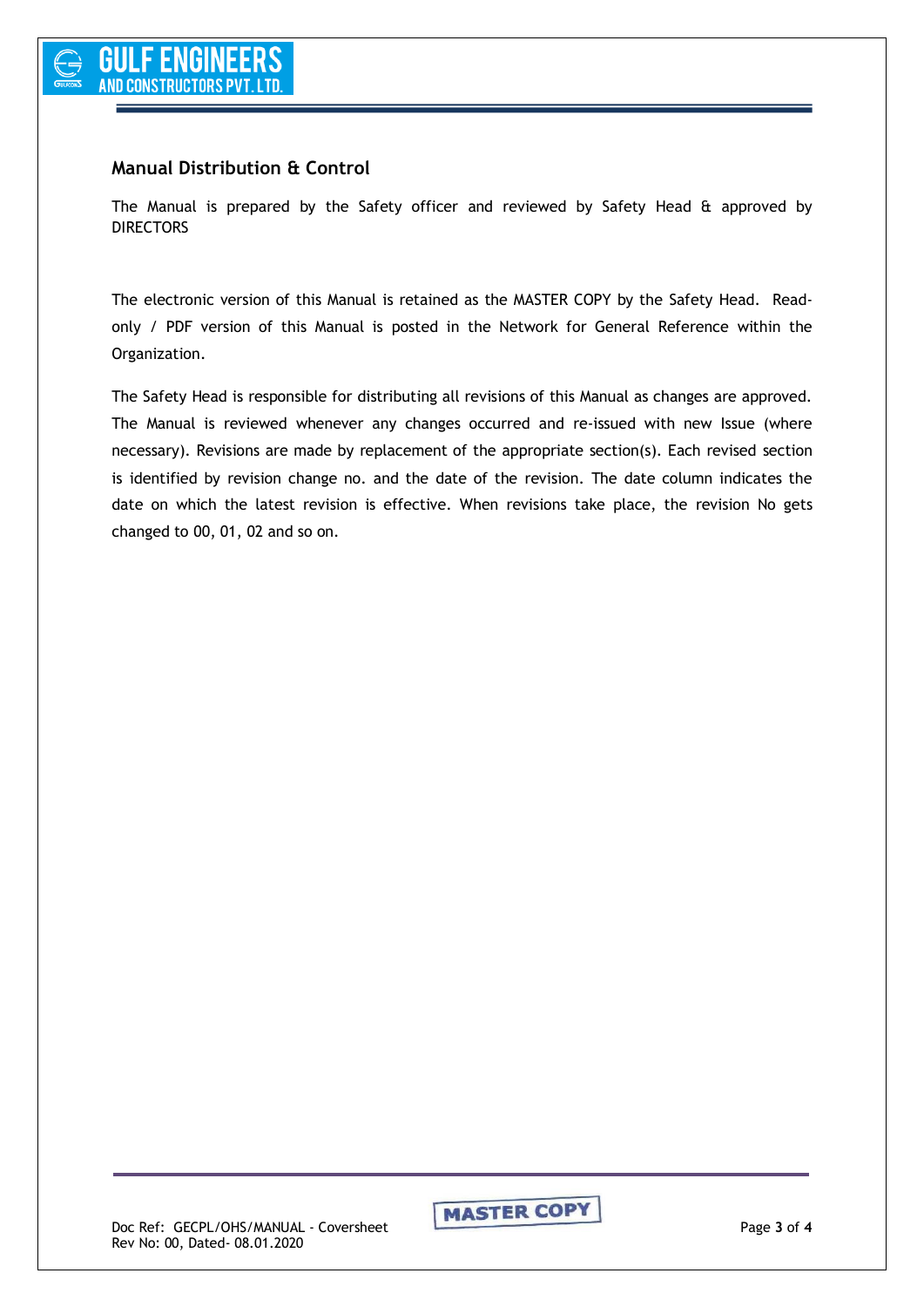## Manual Distribution & Control

The Manual is prepared by the Safety officer and reviewed by Safety Head & approved by DIRECTORS

The electronic version of this Manual is retained as the MASTER COPY by the Safety Head. Read-only / PDF version of this Manual is posted in the Network for General Reference within the Organization.

The Safety Head is responsible for distributing all revisions of this Manual as changes are approved. The Manual is reviewed whenever any changes occurred and re-issued with new Issue (where necessary). Revisions are made by replacement of the appropriate section(s). Each revised section is identified by revision change no. and the date of the revision. The date column indicates the date on which the latest revision is effective. When revisions take place, the revision No gets changed to 00, 01, 02 and so on.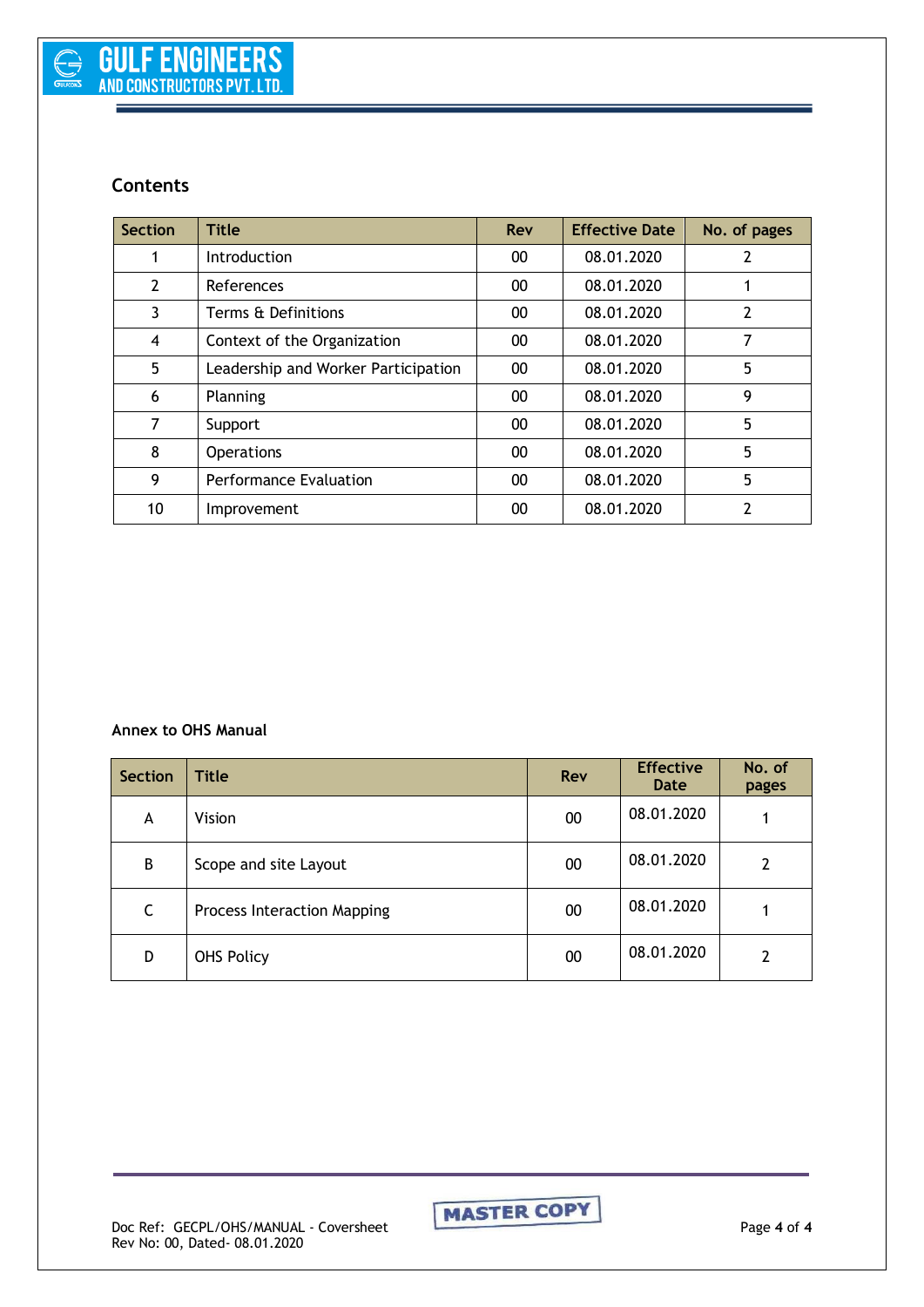## Contents

| Section | Title | Rev | Effective Date | No. of pages |
|---|---|---|---|---|
| 1 | Introduction | 00 | 08.01.2020 | 2 |
| 2 | References | 00 | 08.01.2020 | 1 |
| 3 | Terms & Definitions | 00 | 08.01.2020 | 2 |
| 4 | Context of the Organization | 00 | 08.01.2020 | 7 |
| 5 | Leadership and Worker Participation | 00 | 08.01.2020 | 5 |
| 6 | Planning | 00 | 08.01.2020 | 9 |
| 7 | Support | 00 | 08.01.2020 | 5 |
| 8 | Operations | 00 | 08.01.2020 | 5 |
| 9 | Performance Evaluation | 00 | 08.01.2020 | 5 |
| 10 | Improvement | 00 | 08.01.2020 | 2 |

**Annex to OHS Manual**

| Section | Title | Rev | Effective Date | No. of pages |
|---|---|---|---|---|
| A | Vision | 00 | 08.01.2020 | 1 |
| B | Scope and site Layout | 00 | 08.01.2020 | 2 |
| C | Process Interaction Mapping | 00 | 08.01.2020 | 1 |
| D | OHS Policy | 00 | 08.01.2020 | 2 |